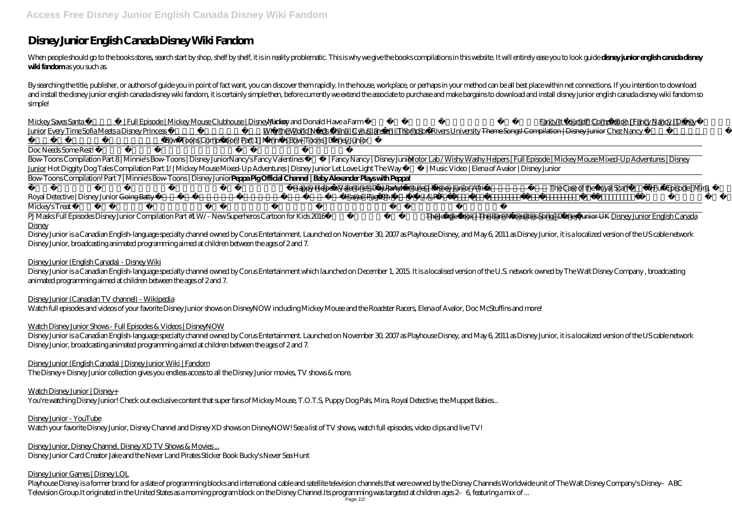# Disney Junior English Canada Disney Wiki Fandom

When people should go to the books stores, search start by shop, shelf by shelf, it is in reality problematic. This is why we give the books compilations in this website. It will entirely ease you to look guide **disney junior english canada disney wiki fandom** as you such as.

By searching the title, publisher, or authors of guide you in point of fact want, you can discover them rapidly. In the house, workplace, or perhaps in your method can be all best place within net connections. If you intention to download and install the disney junior english canada disney wiki fandom, it is certainly simple then, before currently we extend the associate to purchase and make bargains to download and install disney junior english canada disney wiki fandom so simple!

Mickey Saves Santa | Full Episode | Mickey Mouse Clubhouse | Disney Junior Mickey and Donald Have a Farm Fancy It Yourself! Compilation | Fancy Nancy | Disney Junior Every Time Sofia Meets a Disney Princess Why the World Needs China | Cyrus Jansen | Thompson Rivers University Theme Songs! Compilation | Disney Junior Chez Nancy Bow-Toons Compilation! Part 1 | Minnie's Bow-Toons | Disney Junior

Doc Needs Some Rest!

Bow-Toons Compilation Part 8 | Minnie's Bow-Toons | Disney Junior Nancy's Fancy Valentines | Fancy Nancy | Disney Junior Motor Lab / Wishy Washy Helpers | Full Episode | Mickey Mouse Mixed-Up Adventures | Disney Junior Hot Diggity Dog Tales Compilation Part 1! | Mickey Mouse Mixed-Up Adventures | Disney Junior Let Love Light The Way | Music Video | Elena of Avalor | Disney Junior

Bow-Toons Compilation! Part 7 | Minnie's Bow-Toons | Disney Junior **Peppa Pig Official Channel | Baby Alexander Plays with Peppa!**

Happy Helpers Valentine's Day Adventures | Disney Junior Africa The Case of the Royal Scarf | Full Episode | Mira, Royal Detective | Disney Junior Going Batty Hawaii Pug-Oh / APP

Mickey's Treat

PJ Masks Full Episodes Disney Junior Compilation Part #1 W/ - New Superheros Cartoon for Kids 2016 The Jungle Book | The Bare Necessities Song | Disney Junior UK Disney Junior English Canada Disney

Disney Junior is a Canadian English-language specialty channel owned by Corus Entertainment. Launched on November 30, 2007 as Playhouse Disney, and May 6, 2011 as Disney Junior, it is a localized version of the US cable network Disney Junior, broadcasting animated programming aimed at children between the ages of 2 and 7.

Disney Junior (English Canada) - Disney Wiki

Disney Junior is a Canadian English-language specialty channel owned by Corus Entertainment which launched on December 1, 2015. It is a localised version of the U.S. network owned by The Walt Disney Company , broadcasting animated programming aimed at children between the ages of 2 and 7.

Disney Junior (Canadian TV channel) - Wikipedia

Watch full episodes and videos of your favorite Disney Junior shows on DisneyNOW including Mickey Mouse and the Roadster Racers, Elena of Avalor, Doc McStuffins and more!

Watch Disney Junior Shows - Full Episodes & Videos | DisneyNOW

Disney Junior is a Canadian English-language specialty channel owned by Corus Entertainment. Launched on November 30, 2007 as Playhouse Disney, and May 6, 2011 as Disney Junior, it is a localized version of the US cable network Disney Junior, broadcasting animated programming aimed at children between the ages of 2 and 7.

Disney Junior (English Canada) | Disney Junior Wiki | Fandom

The Disney+ Disney Junior collection gives you endless access to all the Disney Junior movies, TV shows & more.

Watch Disney Junior | Disney+

You're watching Disney Junior! Check out exclusive content that super fans of Mickey Mouse, T.O.T.S, Puppy Dog Pals, Mira, Royal Detective, the Muppet Babies...

Disney Junior - YouTube

Watch your favorite Disney Junior, Disney Channel and Disney XD shows on DisneyNOW! See a list of TV shows, watch full episodes, video clips and live TV!

Disney Junior, Disney Channel, Disney XD TV Shows & Movies ...

Disney Junior Card Creator Jake and the Never Land Pirates Sticker Book Bucky's Never Sea Hunt

Disney Junior Games | Disney LOL

Playhouse Disney is a former brand for a slate of programming blocks and international cable and satellite television channels that were owned by the Disney Channels Worldwide unit of The Walt Disney Company's Disney–ABC Television Group.It originated in the United States as a morning program block on the Disney Channel.Its programming was targeted at children ages 2–6, featuring a mix of ...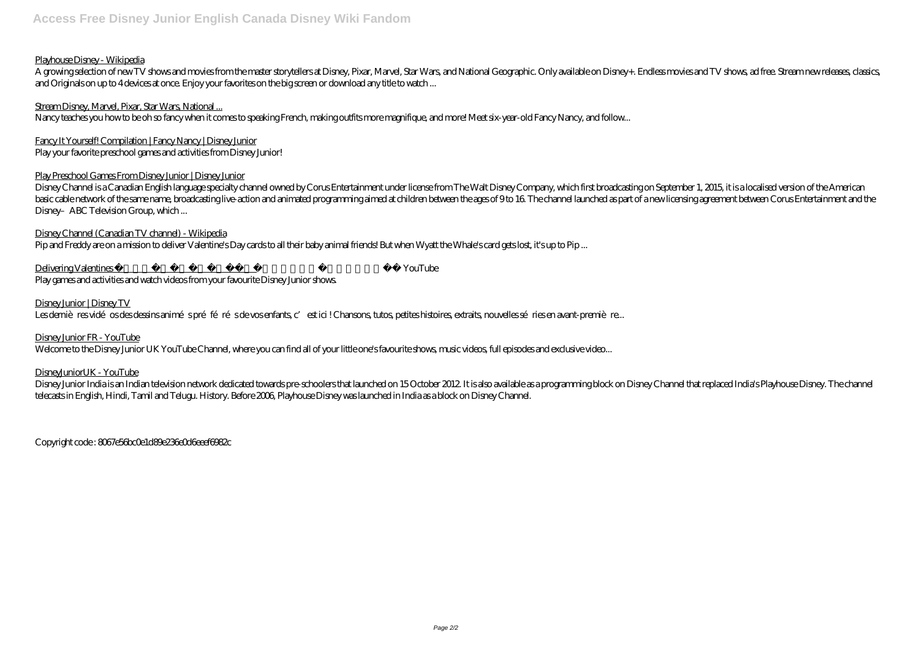Playhouse Disney - Wikipedia

A growing selection of new TV shows and movies from the master storytellers at Disney, Pixar, Marvel, Star Wars, and National Geographic. Only available on Disney+. Endless movies and TV shows, ad free. Stream new releases, classics, and Originals on up to 4 devices at once. Enjoy your favorites on the big screen or download any title to watch ...

Stream Disney, Marvel, Pixar, Star Wars, National ...

Nancy teaches you how to be oh so fancy when it comes to speaking French, making outfits more magnifique, and more! Meet six-year-old Fancy Nancy, and follow...

Fancy It Yourself! Compilation | Fancy Nancy | Disney Junior

Play your favorite preschool games and activities from Disney Junior!

Play Preschool Games From Disney Junior | Disney Junior

Disney Channel is a Canadian English language specialty channel owned by Corus Entertainment under license from The Walt Disney Company, which first broadcasting on September 1, 2015, it is a localised version of the American basic cable network of the same name, broadcasting live-action and animated programming aimed at children between the ages of 9 to 16. The channel launched as part of a new licensing agreement between Corus Entertainment and the Disney–ABC Television Group, which ...

Disney Channel (Canadian TV channel) - Wikipedia

Pip and Freddy are on a mission to deliver Valentine's Day cards to all their baby animal friends! But when Wyatt the Whale's card gets lost, it's up to Pip ...

Delivering Valentines ... YouTube

Play games and activities and watch videos from your favourite Disney Junior shows.

Disney Junior | Disney TV

Les dernières vidéos des dessins animés préférés de vos enfants, c'est ici ! Chansons, tutos, petites histoires, extraits, nouvelles séries en avant-première...

Disney Junior FR - YouTube

Welcome to the Disney Junior UK YouTube Channel, where you can find all of your little one's favourite shows, music videos, full episodes and exclusive video...

DisneyJuniorUK - YouTube

Disney Junior India is an Indian television network dedicated towards pre-schoolers that launched on 15 October 2012. It is also available as a programming block on Disney Channel that replaced India's Playhouse Disney. The channel telecasts in English, Hindi, Tamil and Telugu. History. Before 2006, Playhouse Disney was launched in India as a block on Disney Channel.

Copyright code : 8067e56bc0e1d89e236e0d6eeef6982c